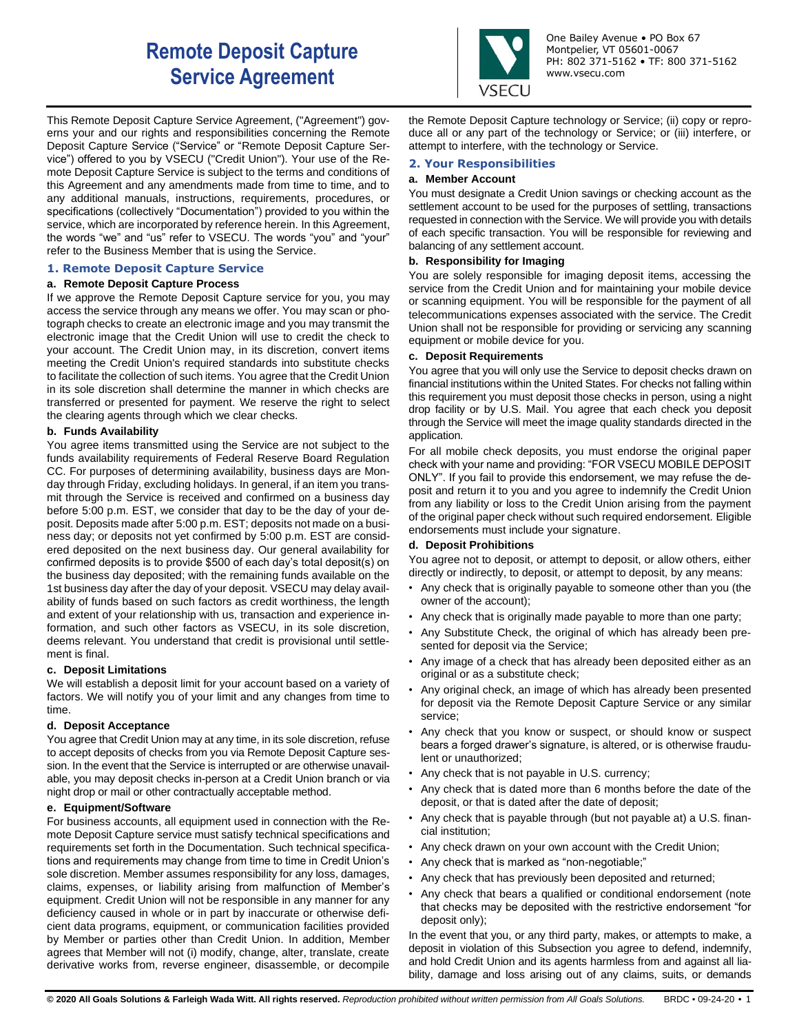# Remote Deposit Capture Service Agreement

VSECU

One Bailey Avenue • PO Box 67
Montpelier, VT 05601-0067
PH: 802 371-5162 • TF: 800 371-5162
www.vsecu.com

This Remote Deposit Capture Service Agreement, ("Agreement") governs your and our rights and responsibilities concerning the Remote Deposit Capture Service ("Service" or "Remote Deposit Capture Service") offered to you by VSECU ("Credit Union"). Your use of the Remote Deposit Capture Service is subject to the terms and conditions of this Agreement and any amendments made from time to time, and to any additional manuals, instructions, requirements, procedures, or specifications (collectively "Documentation") provided to you within the service, which are incorporated by reference herein. In this Agreement, the words "we" and "us" refer to VSECU. The words "you" and "your" refer to the Business Member that is using the Service.

## 1. Remote Deposit Capture Service

### a. Remote Deposit Capture Process

If we approve the Remote Deposit Capture service for you, you may access the service through any means we offer. You may scan or photograph checks to create an electronic image and you may transmit the electronic image that the Credit Union will use to credit the check to your account. The Credit Union may, in its discretion, convert items meeting the Credit Union's required standards into substitute checks to facilitate the collection of such items. You agree that the Credit Union in its sole discretion shall determine the manner in which checks are transferred or presented for payment. We reserve the right to select the clearing agents through which we clear checks.

### b. Funds Availability

You agree items transmitted using the Service are not subject to the funds availability requirements of Federal Reserve Board Regulation CC. For purposes of determining availability, business days are Monday through Friday, excluding holidays. In general, if an item you transmit through the Service is received and confirmed on a business day before 5:00 p.m. EST, we consider that day to be the day of your deposit. Deposits made after 5:00 p.m. EST; deposits not made on a business day; or deposits not yet confirmed by 5:00 p.m. EST are considered deposited on the next business day. Our general availability for confirmed deposits is to provide $500 of each day's total deposit(s) on the business day deposited; with the remaining funds available on the 1st business day after the day of your deposit. VSECU may delay availability of funds based on such factors as credit worthiness, the length and extent of your relationship with us, transaction and experience information, and such other factors as VSECU, in its sole discretion, deems relevant. You understand that credit is provisional until settlement is final.

### c. Deposit Limitations

We will establish a deposit limit for your account based on a variety of factors. We will notify you of your limit and any changes from time to time.

### d. Deposit Acceptance

You agree that Credit Union may at any time, in its sole discretion, refuse to accept deposits of checks from you via Remote Deposit Capture session. In the event that the Service is interrupted or are otherwise unavailable, you may deposit checks in-person at a Credit Union branch or via night drop or mail or other contractually acceptable method.

### e. Equipment/Software

For business accounts, all equipment used in connection with the Remote Deposit Capture service must satisfy technical specifications and requirements set forth in the Documentation. Such technical specifications and requirements may change from time to time in Credit Union's sole discretion. Member assumes responsibility for any loss, damages, claims, expenses, or liability arising from malfunction of Member's equipment. Credit Union will not be responsible in any manner for any deficiency caused in whole or in part by inaccurate or otherwise deficient data programs, equipment, or communication facilities provided by Member or parties other than Credit Union. In addition, Member agrees that Member will not (i) modify, change, alter, translate, create derivative works from, reverse engineer, disassemble, or decompile the Remote Deposit Capture technology or Service; (ii) copy or reproduce all or any part of the technology or Service; or (iii) interfere, or attempt to interfere, with the technology or Service.

## 2. Your Responsibilities

### a. Member Account

You must designate a Credit Union savings or checking account as the settlement account to be used for the purposes of settling, transactions requested in connection with the Service. We will provide you with details of each specific transaction. You will be responsible for reviewing and balancing of any settlement account.

### b. Responsibility for Imaging

You are solely responsible for imaging deposit items, accessing the service from the Credit Union and for maintaining your mobile device or scanning equipment. You will be responsible for the payment of all telecommunications expenses associated with the service. The Credit Union shall not be responsible for providing or servicing any scanning equipment or mobile device for you.

### c. Deposit Requirements

You agree that you will only use the Service to deposit checks drawn on financial institutions within the United States. For checks not falling within this requirement you must deposit those checks in person, using a night drop facility or by U.S. Mail. You agree that each check you deposit through the Service will meet the image quality standards directed in the application.

For all mobile check deposits, you must endorse the original paper check with your name and providing: "FOR VSECU MOBILE DEPOSIT ONLY". If you fail to provide this endorsement, we may refuse the deposit and return it to you and you agree to indemnify the Credit Union from any liability or loss to the Credit Union arising from the payment of the original paper check without such required endorsement. Eligible endorsements must include your signature.

### d. Deposit Prohibitions

You agree not to deposit, or attempt to deposit, or allow others, either directly or indirectly, to deposit, or attempt to deposit, by any means:

- Any check that is originally payable to someone other than you (the owner of the account);
- Any check that is originally made payable to more than one party;
- Any Substitute Check, the original of which has already been presented for deposit via the Service;
- Any image of a check that has already been deposited either as an original or as a substitute check;
- Any original check, an image of which has already been presented for deposit via the Remote Deposit Capture Service or any similar service;
- Any check that you know or suspect, or should know or suspect bears a forged drawer's signature, is altered, or is otherwise fraudulent or unauthorized;
- Any check that is not payable in U.S. currency;
- Any check that is dated more than 6 months before the date of the deposit, or that is dated after the date of deposit;
- Any check that is payable through (but not payable at) a U.S. financial institution;
- Any check drawn on your own account with the Credit Union;
- Any check that is marked as "non-negotiable;"
- Any check that has previously been deposited and returned;
- Any check that bears a qualified or conditional endorsement (note that checks may be deposited with the restrictive endorsement "for deposit only);

In the event that you, or any third party, makes, or attempts to make, a deposit in violation of this Subsection you agree to defend, indemnify, and hold Credit Union and its agents harmless from and against all liability, damage and loss arising out of any claims, suits, or demands

**© 2020 All Goals Solutions & Farleigh Wada Witt. All rights reserved.** *Reproduction prohibited without written permission from All Goals Solutions.* BRDC • 09-24-20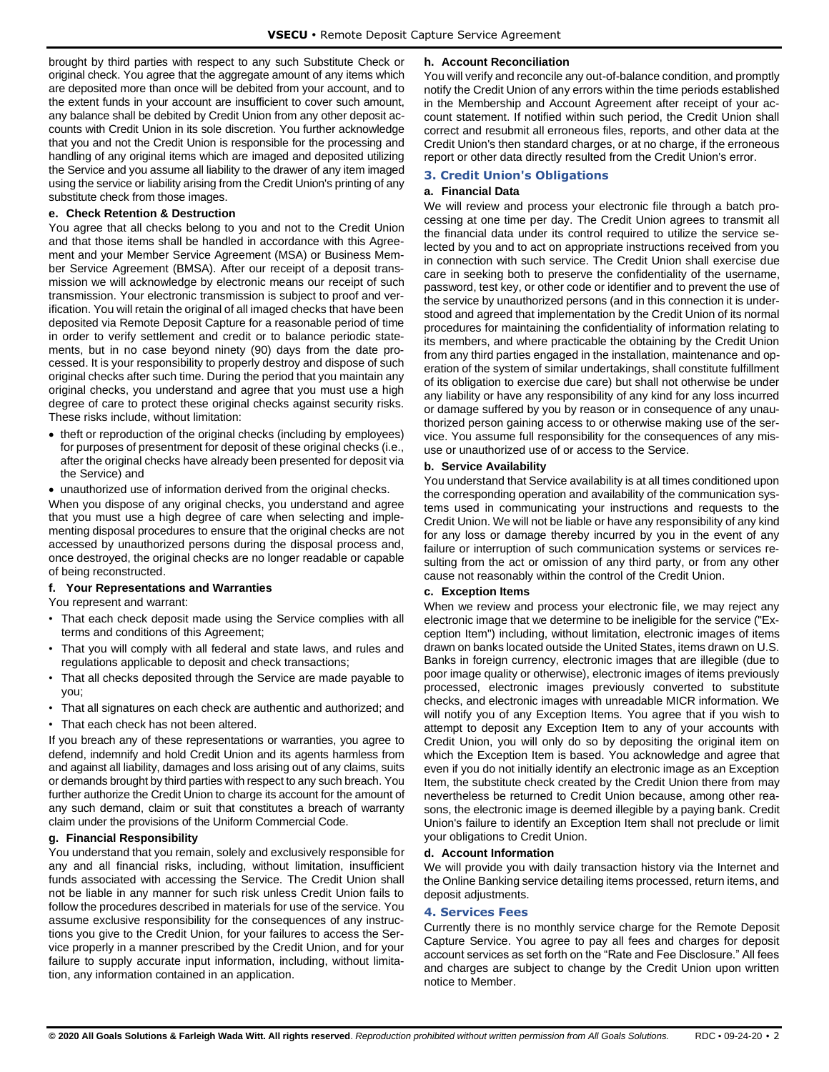brought by third parties with respect to any such Substitute Check or original check. You agree that the aggregate amount of any items which are deposited more than once will be debited from your account, and to the extent funds in your account are insufficient to cover such amount, any balance shall be debited by Credit Union from any other deposit accounts with Credit Union in its sole discretion. You further acknowledge that you and not the Credit Union is responsible for the processing and handling of any original items which are imaged and deposited utilizing the Service and you assume all liability to the drawer of any item imaged using the service or liability arising from the Credit Union's printing of any substitute check from those images.

#### e. Check Retention & Destruction

You agree that all checks belong to you and not to the Credit Union and that those items shall be handled in accordance with this Agreement and your Member Service Agreement (MSA) or Business Member Service Agreement (BMSA). After our receipt of a deposit transmission we will acknowledge by electronic means our receipt of such transmission. Your electronic transmission is subject to proof and verification. You will retain the original of all imaged checks that have been deposited via Remote Deposit Capture for a reasonable period of time in order to verify settlement and credit or to balance periodic statements, but in no case beyond ninety (90) days from the date processed. It is your responsibility to properly destroy and dispose of such original checks after such time. During the period that you maintain any original checks, you understand and agree that you must use a high degree of care to protect these original checks against security risks. These risks include, without limitation:

- theft or reproduction of the original checks (including by employees) for purposes of presentment for deposit of these original checks (i.e., after the original checks have already been presented for deposit via the Service) and
- unauthorized use of information derived from the original checks.

When you dispose of any original checks, you understand and agree that you must use a high degree of care when selecting and implementing disposal procedures to ensure that the original checks are not accessed by unauthorized persons during the disposal process and, once destroyed, the original checks are no longer readable or capable of being reconstructed.

#### f. Your Representations and Warranties

You represent and warrant:

- That each check deposit made using the Service complies with all terms and conditions of this Agreement;
- That you will comply with all federal and state laws, and rules and regulations applicable to deposit and check transactions;
- That all checks deposited through the Service are made payable to you;
- That all signatures on each check are authentic and authorized; and
- That each check has not been altered.

If you breach any of these representations or warranties, you agree to defend, indemnify and hold Credit Union and its agents harmless from and against all liability, damages and loss arising out of any claims, suits or demands brought by third parties with respect to any such breach. You further authorize the Credit Union to charge its account for the amount of any such demand, claim or suit that constitutes a breach of warranty claim under the provisions of the Uniform Commercial Code.

#### g. Financial Responsibility

You understand that you remain, solely and exclusively responsible for any and all financial risks, including, without limitation, insufficient funds associated with accessing the Service. The Credit Union shall not be liable in any manner for such risk unless Credit Union fails to follow the procedures described in materials for use of the service. You assume exclusive responsibility for the consequences of any instructions you give to the Credit Union, for your failures to access the Service properly in a manner prescribed by the Credit Union, and for your failure to supply accurate input information, including, without limitation, any information contained in an application.

#### h. Account Reconciliation

You will verify and reconcile any out-of-balance condition, and promptly notify the Credit Union of any errors within the time periods established in the Membership and Account Agreement after receipt of your account statement. If notified within such period, the Credit Union shall correct and resubmit all erroneous files, reports, and other data at the Credit Union's then standard charges, or at no charge, if the erroneous report or other data directly resulted from the Credit Union's error.

### 3. Credit Union's Obligations

#### a. Financial Data

We will review and process your electronic file through a batch processing at one time per day. The Credit Union agrees to transmit all the financial data under its control required to utilize the service selected by you and to act on appropriate instructions received from you in connection with such service. The Credit Union shall exercise due care in seeking both to preserve the confidentiality of the username, password, test key, or other code or identifier and to prevent the use of the service by unauthorized persons (and in this connection it is understood and agreed that implementation by the Credit Union of its normal procedures for maintaining the confidentiality of information relating to its members, and where practicable the obtaining by the Credit Union from any third parties engaged in the installation, maintenance and operation of the system of similar undertakings, shall constitute fulfillment of its obligation to exercise due care) but shall not otherwise be under any liability or have any responsibility of any kind for any loss incurred or damage suffered by you by reason or in consequence of any unauthorized person gaining access to or otherwise making use of the service. You assume full responsibility for the consequences of any misuse or unauthorized use of or access to the Service.

#### b. Service Availability

You understand that Service availability is at all times conditioned upon the corresponding operation and availability of the communication systems used in communicating your instructions and requests to the Credit Union. We will not be liable or have any responsibility of any kind for any loss or damage thereby incurred by you in the event of any failure or interruption of such communication systems or services resulting from the act or omission of any third party, or from any other cause not reasonably within the control of the Credit Union.

#### c. Exception Items

When we review and process your electronic file, we may reject any electronic image that we determine to be ineligible for the service ("Exception Item") including, without limitation, electronic images of items drawn on banks located outside the United States, items drawn on U.S. Banks in foreign currency, electronic images that are illegible (due to poor image quality or otherwise), electronic images of items previously processed, electronic images previously converted to substitute checks, and electronic images with unreadable MICR information. We will notify you of any Exception Items. You agree that if you wish to attempt to deposit any Exception Item to any of your accounts with Credit Union, you will only do so by depositing the original item on which the Exception Item is based. You acknowledge and agree that even if you do not initially identify an electronic image as an Exception Item, the substitute check created by the Credit Union there from may nevertheless be returned to Credit Union because, among other reasons, the electronic image is deemed illegible by a paying bank. Credit Union's failure to identify an Exception Item shall not preclude or limit your obligations to Credit Union.

#### d. Account Information

We will provide you with daily transaction history via the Internet and the Online Banking service detailing items processed, return items, and deposit adjustments.

### 4. Services Fees

Currently there is no monthly service charge for the Remote Deposit Capture Service. You agree to pay all fees and charges for deposit account services as set forth on the "Rate and Fee Disclosure." All fees and charges are subject to change by the Credit Union upon written notice to Member.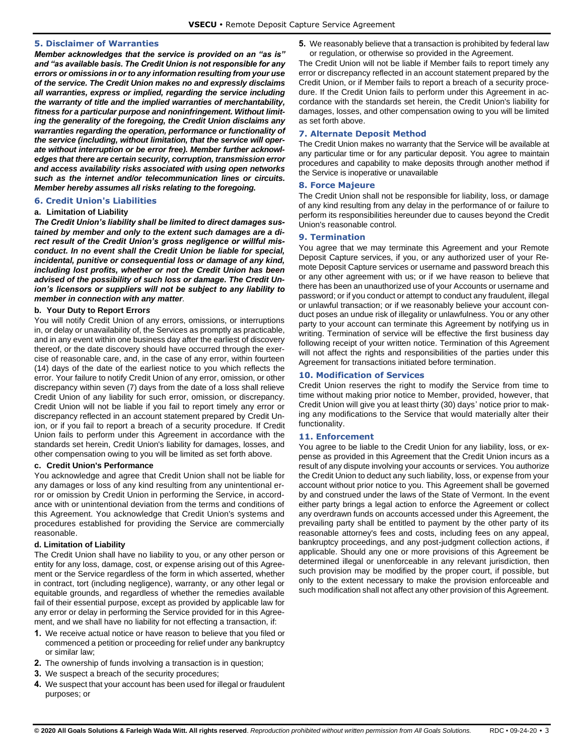## 5. Disclaimer of Warranties

***Member acknowledges that the service is provided on an "as is" and "as available basis. The Credit Union is not responsible for any errors or omissions in or to any information resulting from your use of the service. The Credit Union makes no and expressly disclaims all warranties, express or implied, regarding the service including the warranty of title and the implied warranties of merchantability, fitness for a particular purpose and noninfringement. Without limiting the generality of the foregoing, the Credit Union disclaims any warranties regarding the operation, performance or functionality of the service (including, without limitation, that the service will operate without interruption or be error free). Member further acknowledges that there are certain security, corruption, transmission error and access availability risks associated with using open networks such as the internet and/or telecommunication lines or circuits. Member hereby assumes all risks relating to the foregoing.***

## 6. Credit Union's Liabilities

**a. Limitation of Liability**

***The Credit Union's liability shall be limited to direct damages sustained by member and only to the extent such damages are a direct result of the Credit Union's gross negligence or willful misconduct. In no event shall the Credit Union be liable for special, incidental, punitive or consequential loss or damage of any kind, including lost profits, whether or not the Credit Union has been advised of the possibility of such loss or damage. The Credit Union's licensors or suppliers will not be subject to any liability to member in connection with any matter***.

**b. Your Duty to Report Errors**

You will notify Credit Union of any errors, omissions, or interruptions in, or delay or unavailability of, the Services as promptly as practicable, and in any event within one business day after the earliest of discovery thereof, or the date discovery should have occurred through the exercise of reasonable care, and, in the case of any error, within fourteen (14) days of the date of the earliest notice to you which reflects the error. Your failure to notify Credit Union of any error, omission, or other discrepancy within seven (7) days from the date of a loss shall relieve Credit Union of any liability for such error, omission, or discrepancy. Credit Union will not be liable if you fail to report timely any error or discrepancy reflected in an account statement prepared by Credit Union, or if you fail to report a breach of a security procedure. If Credit Union fails to perform under this Agreement in accordance with the standards set herein, Credit Union's liability for damages, losses, and other compensation owing to you will be limited as set forth above.

**c. Credit Union's Performance**

You acknowledge and agree that Credit Union shall not be liable for any damages or loss of any kind resulting from any unintentional error or omission by Credit Union in performing the Service, in accordance with or unintentional deviation from the terms and conditions of this Agreement. You acknowledge that Credit Union's systems and procedures established for providing the Service are commercially reasonable.

**d. Limitation of Liability**

The Credit Union shall have no liability to you, or any other person or entity for any loss, damage, cost, or expense arising out of this Agreement or the Service regardless of the form in which asserted, whether in contract, tort (including negligence), warranty, or any other legal or equitable grounds, and regardless of whether the remedies available fail of their essential purpose, except as provided by applicable law for any error or delay in performing the Service provided for in this Agreement, and we shall have no liability for not effecting a transaction, if:

1. We receive actual notice or have reason to believe that you filed or commenced a petition or proceeding for relief under any bankruptcy or similar law;
2. The ownership of funds involving a transaction is in question;
3. We suspect a breach of the security procedures;
4. We suspect that your account has been used for illegal or fraudulent purposes; or
5. We reasonably believe that a transaction is prohibited by federal law or regulation, or otherwise so provided in the Agreement.

The Credit Union will not be liable if Member fails to report timely any error or discrepancy reflected in an account statement prepared by the Credit Union, or if Member fails to report a breach of a security procedure. If the Credit Union fails to perform under this Agreement in accordance with the standards set herein, the Credit Union's liability for damages, losses, and other compensation owing to you will be limited as set forth above.

## 7. Alternate Deposit Method

The Credit Union makes no warranty that the Service will be available at any particular time or for any particular deposit. You agree to maintain procedures and capability to make deposits through another method if the Service is inoperative or unavailable

## 8. Force Majeure

The Credit Union shall not be responsible for liability, loss, or damage of any kind resulting from any delay in the performance of or failure to perform its responsibilities hereunder due to causes beyond the Credit Union's reasonable control.

## 9. Termination

You agree that we may terminate this Agreement and your Remote Deposit Capture services, if you, or any authorized user of your Remote Deposit Capture services or username and password breach this or any other agreement with us; or if we have reason to believe that there has been an unauthorized use of your Accounts or username and password; or if you conduct or attempt to conduct any fraudulent, illegal or unlawful transaction; or if we reasonably believe your account conduct poses an undue risk of illegality or unlawfulness. You or any other party to your account can terminate this Agreement by notifying us in writing. Termination of service will be effective the first business day following receipt of your written notice. Termination of this Agreement will not affect the rights and responsibilities of the parties under this Agreement for transactions initiated before termination.

## 10. Modification of Services

Credit Union reserves the right to modify the Service from time to time without making prior notice to Member, provided, however, that Credit Union will give you at least thirty (30) days' notice prior to making any modifications to the Service that would materially alter their functionality.

## 11. Enforcement

You agree to be liable to the Credit Union for any liability, loss, or expense as provided in this Agreement that the Credit Union incurs as a result of any dispute involving your accounts or services. You authorize the Credit Union to deduct any such liability, loss, or expense from your account without prior notice to you. This Agreement shall be governed by and construed under the laws of the State of Vermont. In the event either party brings a legal action to enforce the Agreement or collect any overdrawn funds on accounts accessed under this Agreement, the prevailing party shall be entitled to payment by the other party of its reasonable attorney's fees and costs, including fees on any appeal, bankruptcy proceedings, and any post-judgment collection actions, if applicable. Should any one or more provisions of this Agreement be determined illegal or unenforceable in any relevant jurisdiction, then such provision may be modified by the proper court, if possible, but only to the extent necessary to make the provision enforceable and such modification shall not affect any other provision of this Agreement.